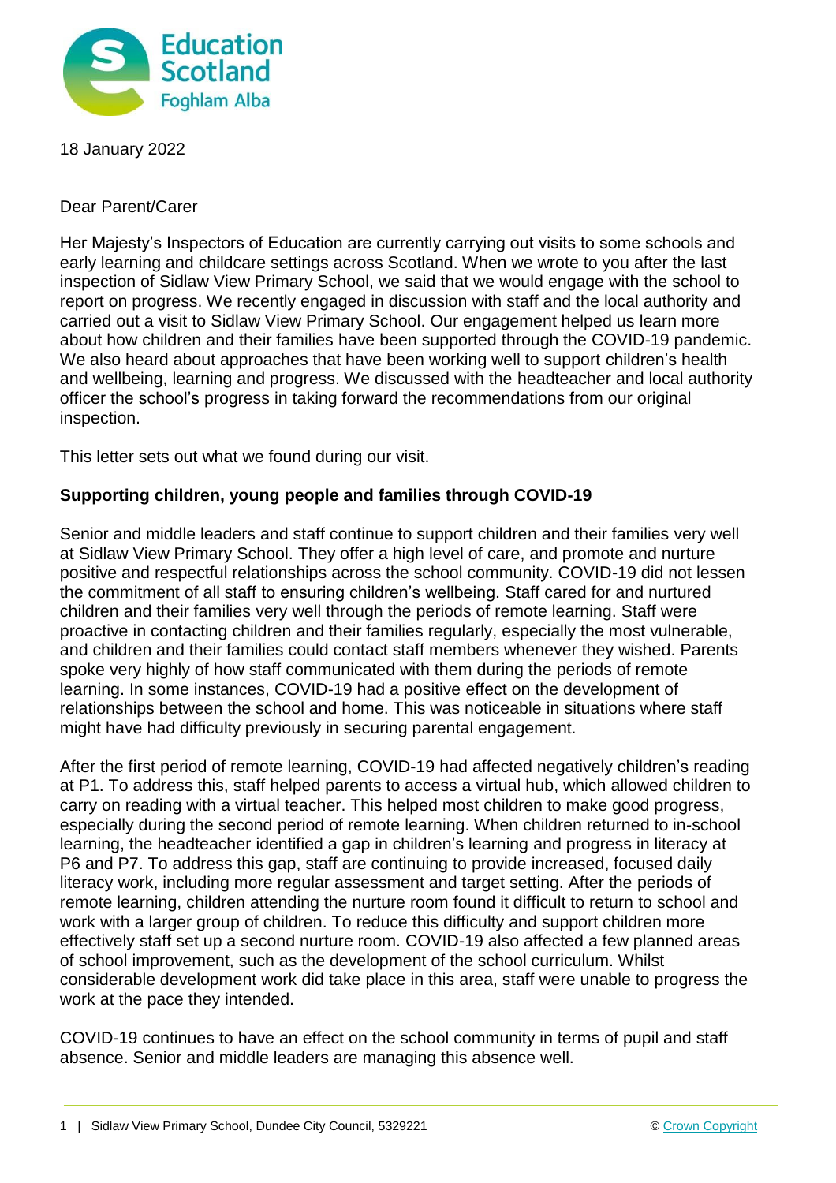18 January 2022

Dear Parent/Carer

Her Majesty's Inspectors of Education are currently carrying out visits to some schools and early learning and childcare settings across Scotland. When we wrote to you after the last inspection of Sidlaw View Primary School, we said that we would engage with the school to report on progress. We recently engaged in discussion with staff and the local authority and carried out a visit to Sidlaw View Primary School. Our engagement helped us learn more about how children and their families have been supported through the COVID-19 pandemic. We also heard about approaches that have been working well to support children's health and wellbeing, learning and progress. We discussed with the headteacher and local authority officer the school's progress in taking forward the recommendations from our original inspection.

This letter sets out what we found during our visit.

**Supporting children, young people and families through COVID-19**

Senior and middle leaders and staff continue to support children and their families very well at Sidlaw View Primary School. They offer a high level of care, and promote and nurture positive and respectful relationships across the school community. COVID-19 did not lessen the commitment of all staff to ensuring children's wellbeing. Staff cared for and nurtured children and their families very well through the periods of remote learning. Staff were proactive in contacting children and their families regularly, especially the most vulnerable, and children and their families could contact staff members whenever they wished. Parents spoke very highly of how staff communicated with them during the periods of remote learning. In some instances, COVID-19 had a positive effect on the development of relationships between the school and home. This was noticeable in situations where staff might have had difficulty previously in securing parental engagement.

After the first period of remote learning, COVID-19 had affected negatively children's reading at P1. To address this, staff helped parents to access a virtual hub, which allowed children to carry on reading with a virtual teacher. This helped most children to make good progress, especially during the second period of remote learning. When children returned to in-school learning, the headteacher identified a gap in children's learning and progress in literacy at P6 and P7. To address this gap, staff are continuing to provide increased, focused daily literacy work, including more regular assessment and target setting. After the periods of remote learning, children attending the nurture room found it difficult to return to school and work with a larger group of children. To reduce this difficulty and support children more effectively staff set up a second nurture room. COVID-19 also affected a few planned areas of school improvement, such as the development of the school curriculum. Whilst considerable development work did take place in this area, staff were unable to progress the work at the pace they intended.

COVID-19 continues to have an effect on the school community in terms of pupil and staff absence. Senior and middle leaders are managing this absence well.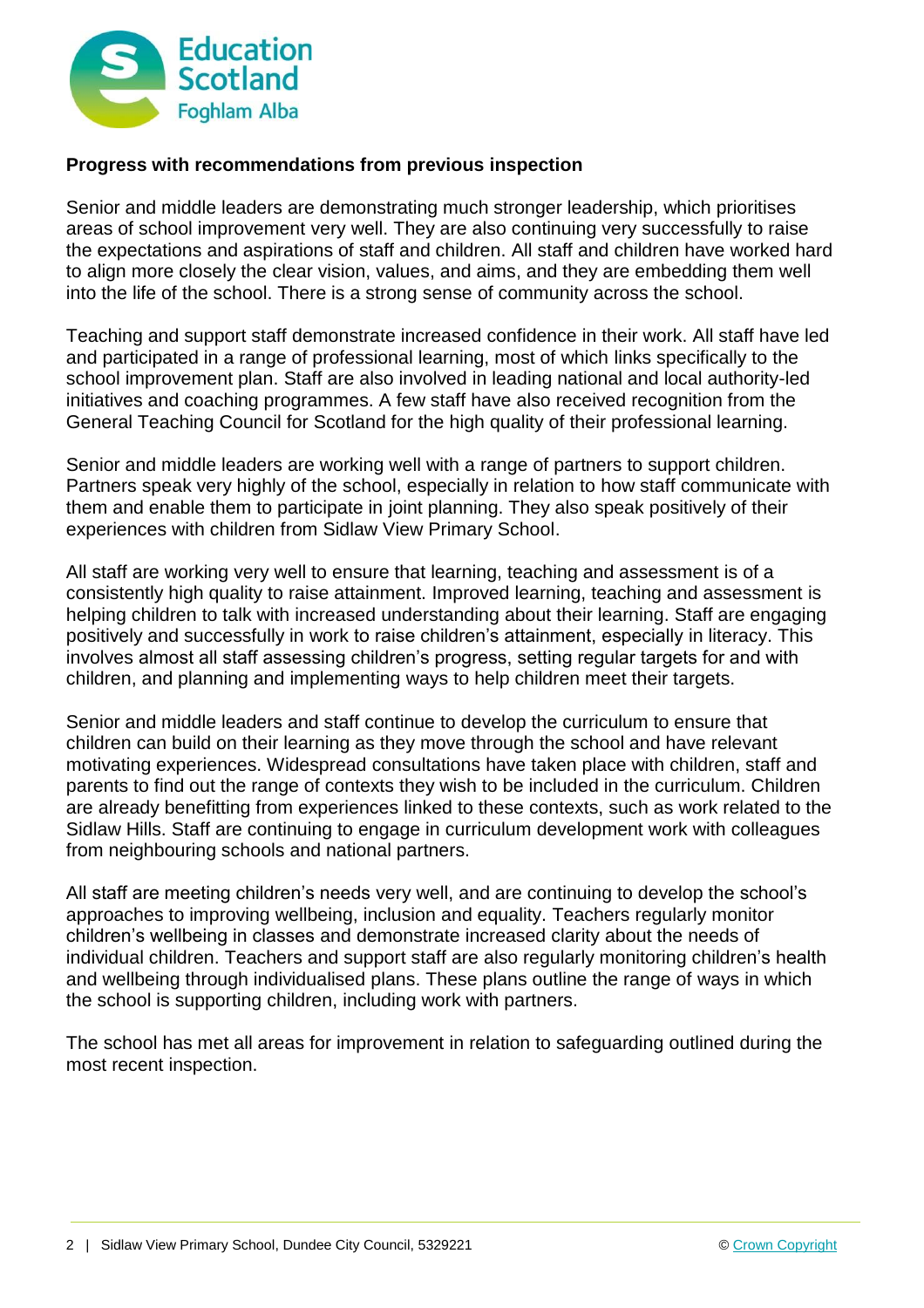**Progress with recommendations from previous inspection**

Senior and middle leaders are demonstrating much stronger leadership, which prioritises areas of school improvement very well. They are also continuing very successfully to raise the expectations and aspirations of staff and children. All staff and children have worked hard to align more closely the clear vision, values, and aims, and they are embedding them well into the life of the school. There is a strong sense of community across the school.

Teaching and support staff demonstrate increased confidence in their work. All staff have led and participated in a range of professional learning, most of which links specifically to the school improvement plan. Staff are also involved in leading national and local authority-led initiatives and coaching programmes. A few staff have also received recognition from the General Teaching Council for Scotland for the high quality of their professional learning.

Senior and middle leaders are working well with a range of partners to support children. Partners speak very highly of the school, especially in relation to how staff communicate with them and enable them to participate in joint planning. They also speak positively of their experiences with children from Sidlaw View Primary School.

All staff are working very well to ensure that learning, teaching and assessment is of a consistently high quality to raise attainment. Improved learning, teaching and assessment is helping children to talk with increased understanding about their learning. Staff are engaging positively and successfully in work to raise children's attainment, especially in literacy. This involves almost all staff assessing children's progress, setting regular targets for and with children, and planning and implementing ways to help children meet their targets.

Senior and middle leaders and staff continue to develop the curriculum to ensure that children can build on their learning as they move through the school and have relevant motivating experiences. Widespread consultations have taken place with children, staff and parents to find out the range of contexts they wish to be included in the curriculum. Children are already benefitting from experiences linked to these contexts, such as work related to the Sidlaw Hills. Staff are continuing to engage in curriculum development work with colleagues from neighbouring schools and national partners.

All staff are meeting children's needs very well, and are continuing to develop the school's approaches to improving wellbeing, inclusion and equality. Teachers regularly monitor children's wellbeing in classes and demonstrate increased clarity about the needs of individual children. Teachers and support staff are also regularly monitoring children's health and wellbeing through individualised plans. These plans outline the range of ways in which the school is supporting children, including work with partners.

The school has met all areas for improvement in relation to safeguarding outlined during the most recent inspection.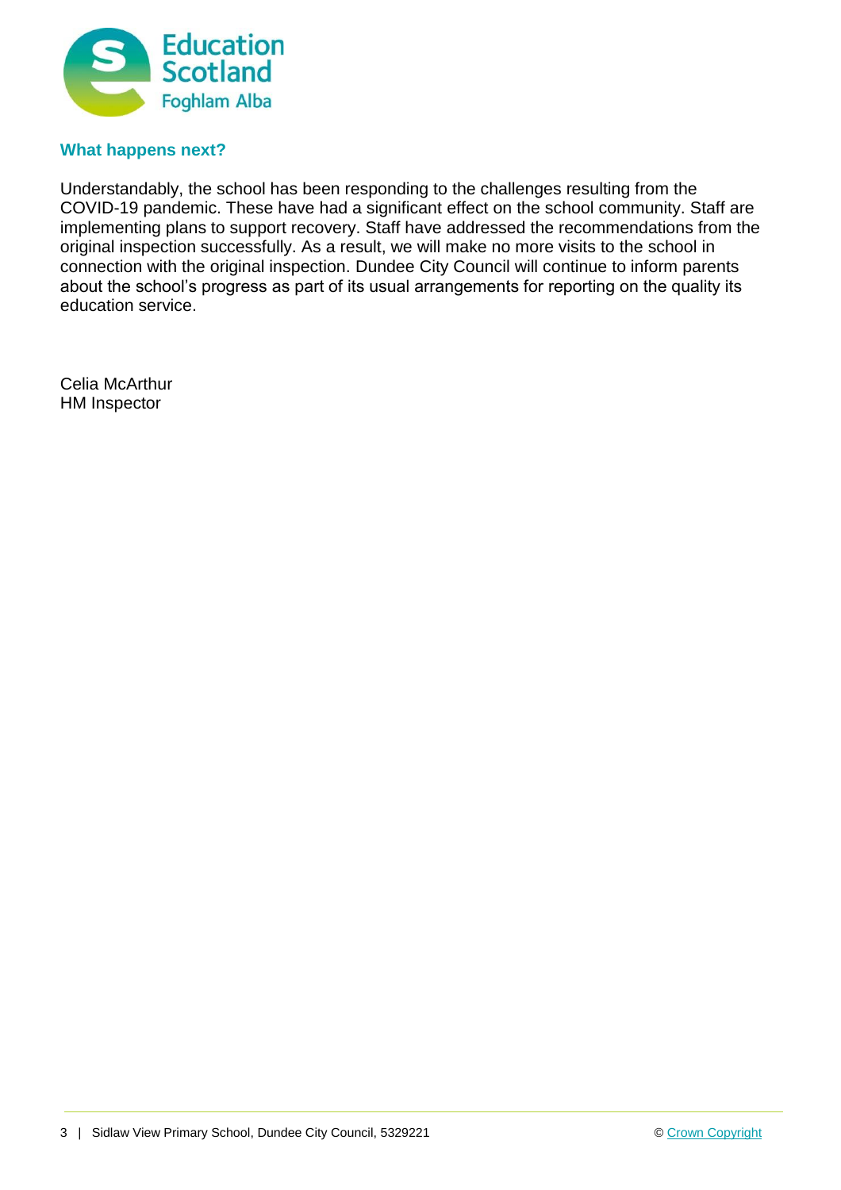## What happens next?

Understandably, the school has been responding to the challenges resulting from the COVID-19 pandemic. These have had a significant effect on the school community. Staff are implementing plans to support recovery. Staff have addressed the recommendations from the original inspection successfully. As a result, we will make no more visits to the school in connection with the original inspection. Dundee City Council will continue to inform parents about the school's progress as part of its usual arrangements for reporting on the quality its education service.

Celia McArthur
HM Inspector